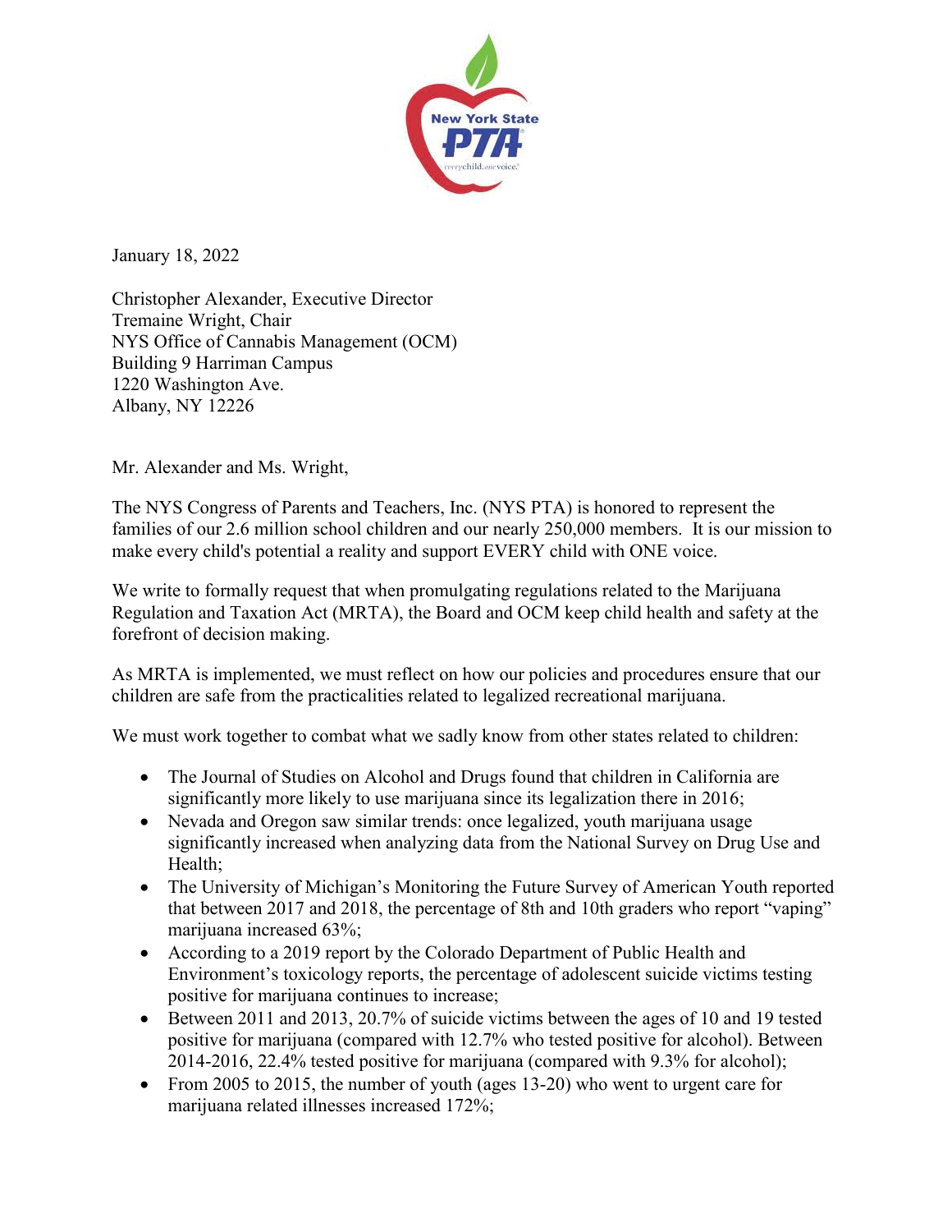January 18, 2022

Christopher Alexander, Executive Director
Tremaine Wright, Chair
NYS Office of Cannabis Management (OCM)
Building 9 Harriman Campus
1220 Washington Ave.
Albany, NY 12226

Mr. Alexander and Ms. Wright,

The NYS Congress of Parents and Teachers, Inc. (NYS PTA) is honored to represent the families of our 2.6 million school children and our nearly 250,000 members. It is our mission to make every child's potential a reality and support EVERY child with ONE voice.

We write to formally request that when promulgating regulations related to the Marijuana Regulation and Taxation Act (MRTA), the Board and OCM keep child health and safety at the forefront of decision making.

As MRTA is implemented, we must reflect on how our policies and procedures ensure that our children are safe from the practicalities related to legalized recreational marijuana.

We must work together to combat what we sadly know from other states related to children:

- The Journal of Studies on Alcohol and Drugs found that children in California are significantly more likely to use marijuana since its legalization there in 2016;
- Nevada and Oregon saw similar trends: once legalized, youth marijuana usage significantly increased when analyzing data from the National Survey on Drug Use and Health;
- The University of Michigan's Monitoring the Future Survey of American Youth reported that between 2017 and 2018, the percentage of 8th and 10th graders who report "vaping" marijuana increased 63%;
- According to a 2019 report by the Colorado Department of Public Health and Environment's toxicology reports, the percentage of adolescent suicide victims testing positive for marijuana continues to increase;
- Between 2011 and 2013, 20.7% of suicide victims between the ages of 10 and 19 tested positive for marijuana (compared with 12.7% who tested positive for alcohol). Between 2014-2016, 22.4% tested positive for marijuana (compared with 9.3% for alcohol);
- From 2005 to 2015, the number of youth (ages 13-20) who went to urgent care for marijuana related illnesses increased 172%;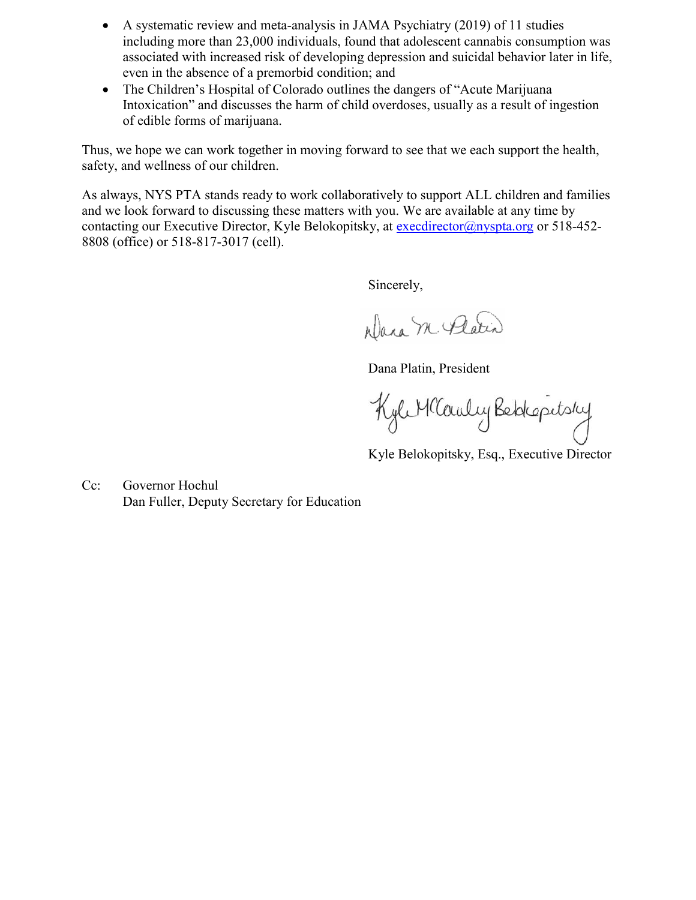- A systematic review and meta-analysis in JAMA Psychiatry (2019) of 11 studies including more than 23,000 individuals, found that adolescent cannabis consumption was associated with increased risk of developing depression and suicidal behavior later in life, even in the absence of a premorbid condition; and
- The Children's Hospital of Colorado outlines the dangers of "Acute Marijuana Intoxication" and discusses the harm of child overdoses, usually as a result of ingestion of edible forms of marijuana.

Thus, we hope we can work together in moving forward to see that we each support the health, safety, and wellness of our children.

As always, NYS PTA stands ready to work collaboratively to support ALL children and families and we look forward to discussing these matters with you. We are available at any time by contacting our Executive Director, Kyle Belokopitsky, at execdirector@nyspta.org or 518-452-8808 (office) or 518-817-3017 (cell).

Sincerely,

Dana Platin, President

Kyle Belokopitsky, Esq., Executive Director

Cc: Governor Hochul
Dan Fuller, Deputy Secretary for Education